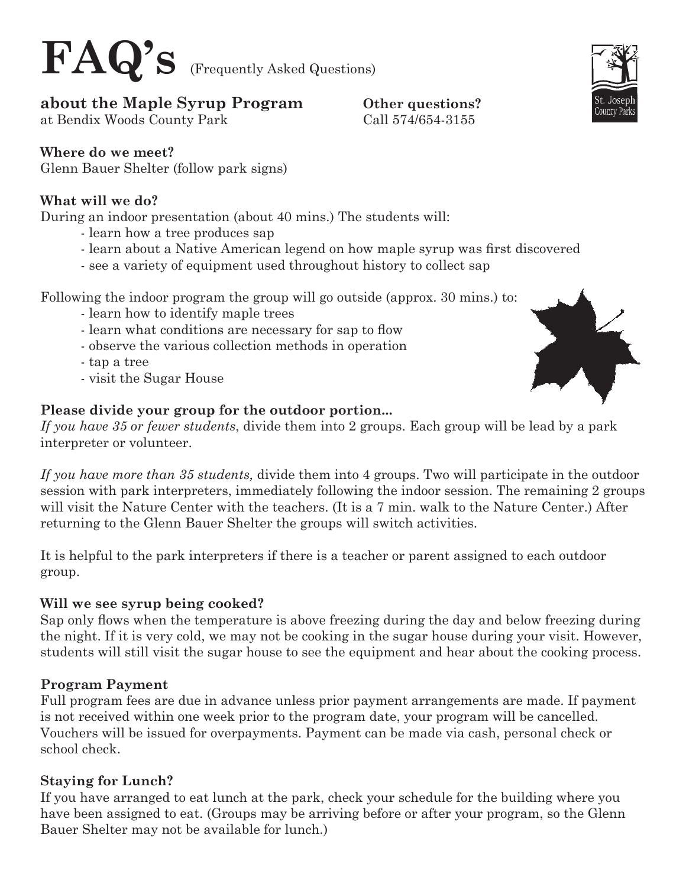# FAQ's (Frequently Asked Questions)

**about the Maple Syrup Program**
at Bendix Woods County Park

**Other questions?**
Call 574/654-3155

St. Joseph County Parks

**Where do we meet?**
Glenn Bauer Shelter (follow park signs)

**What will we do?**
During an indoor presentation (about 40 mins.) The students will:

- learn how a tree produces sap
- learn about a Native American legend on how maple syrup was first discovered
- see a variety of equipment used throughout history to collect sap

Following the indoor program the group will go outside (approx. 30 mins.) to:

- learn how to identify maple trees
- learn what conditions are necessary for sap to flow
- observe the various collection methods in operation
- tap a tree
- visit the Sugar House

**Please divide your group for the outdoor portion...**
*If you have 35 or fewer students*, divide them into 2 groups. Each group will be lead by a park interpreter or volunteer.

*If you have more than 35 students,* divide them into 4 groups. Two will participate in the outdoor session with park interpreters, immediately following the indoor session. The remaining 2 groups will visit the Nature Center with the teachers. (It is a 7 min. walk to the Nature Center.) After returning to the Glenn Bauer Shelter the groups will switch activities.

It is helpful to the park interpreters if there is a teacher or parent assigned to each outdoor group.

**Will we see syrup being cooked?**
Sap only flows when the temperature is above freezing during the day and below freezing during the night. If it is very cold, we may not be cooking in the sugar house during your visit. However, students will still visit the sugar house to see the equipment and hear about the cooking process.

**Program Payment**
Full program fees are due in advance unless prior payment arrangements are made. If payment is not received within one week prior to the program date, your program will be cancelled. Vouchers will be issued for overpayments. Payment can be made via cash, personal check or school check.

**Staying for Lunch?**
If you have arranged to eat lunch at the park, check your schedule for the building where you have been assigned to eat. (Groups may be arriving before or after your program, so the Glenn Bauer Shelter may not be available for lunch.)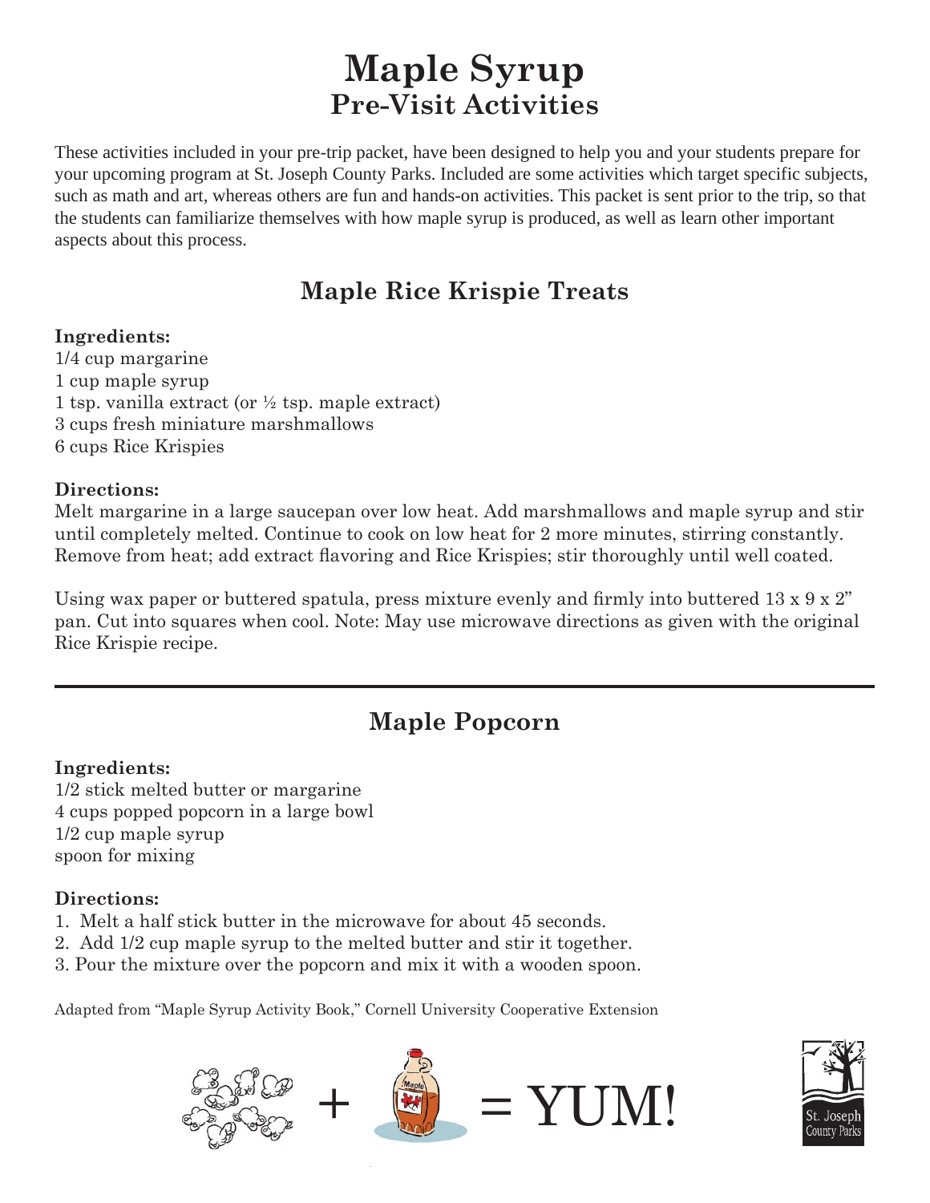# Maple Syrup
## Pre-Visit Activities

These activities included in your pre-trip packet, have been designed to help you and your students prepare for your upcoming program at St. Joseph County Parks. Included are some activities which target specific subjects, such as math and art, whereas others are fun and hands-on activities. This packet is sent prior to the trip, so that the students can familiarize themselves with how maple syrup is produced, as well as learn other important aspects about this process.

## Maple Rice Krispie Treats

**Ingredients:**
1/4 cup margarine
1 cup maple syrup
1 tsp. vanilla extract (or ½ tsp. maple extract)
3 cups fresh miniature marshmallows
6 cups Rice Krispies

**Directions:**
Melt margarine in a large saucepan over low heat. Add marshmallows and maple syrup and stir until completely melted. Continue to cook on low heat for 2 more minutes, stirring constantly. Remove from heat; add extract flavoring and Rice Krispies; stir thoroughly until well coated.

Using wax paper or buttered spatula, press mixture evenly and firmly into buttered 13 x 9 x 2" pan. Cut into squares when cool. Note: May use microwave directions as given with the original Rice Krispie recipe.

---

## Maple Popcorn

**Ingredients:**
1/2 stick melted butter or margarine
4 cups popped popcorn in a large bowl
1/2 cup maple syrup
spoon for mixing

**Directions:**
1. Melt a half stick butter in the microwave for about 45 seconds.
2. Add 1/2 cup maple syrup to the melted butter and stir it together.
3. Pour the mixture over the popcorn and mix it with a wooden spoon.

Adapted from "Maple Syrup Activity Book," Cornell University Cooperative Extension

+ = YUM!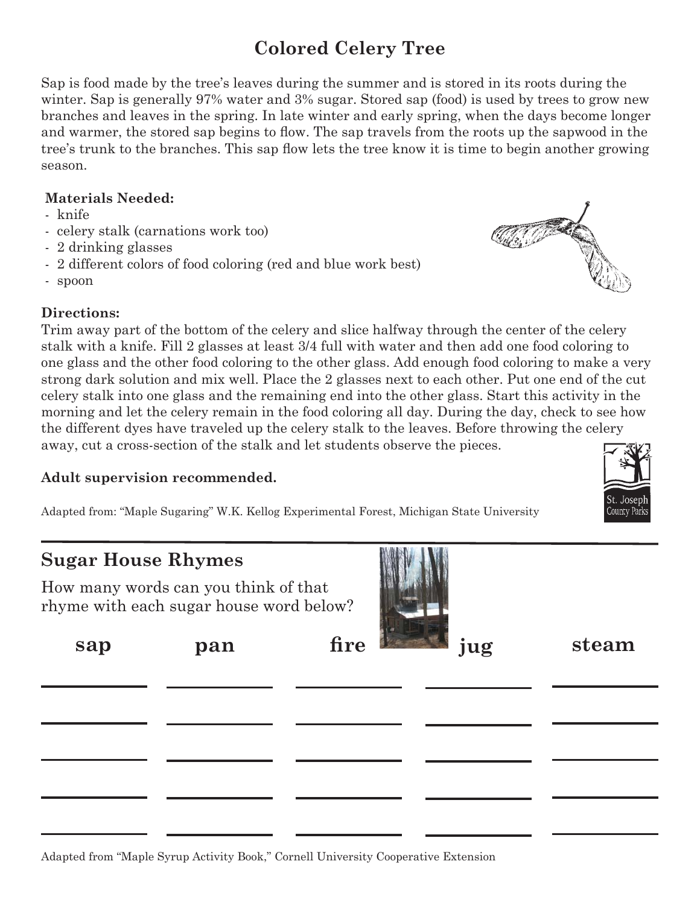# Colored Celery Tree

Sap is food made by the tree's leaves during the summer and is stored in its roots during the winter. Sap is generally 97% water and 3% sugar. Stored sap (food) is used by trees to grow new branches and leaves in the spring. In late winter and early spring, when the days become longer and warmer, the stored sap begins to flow. The sap travels from the roots up the sapwood in the tree's trunk to the branches. This sap flow lets the tree know it is time to begin another growing season.

**Materials Needed:**

- knife
- celery stalk (carnations work too)
- 2 drinking glasses
- 2 different colors of food coloring (red and blue work best)
- spoon

**Directions:**

Trim away part of the bottom of the celery and slice halfway through the center of the celery stalk with a knife. Fill 2 glasses at least 3/4 full with water and then add one food coloring to one glass and the other food coloring to the other glass. Add enough food coloring to make a very strong dark solution and mix well. Place the 2 glasses next to each other. Put one end of the cut celery stalk into one glass and the remaining end into the other glass. Start this activity in the morning and let the celery remain in the food coloring all day. During the day, check to see how the different dyes have traveled up the celery stalk to the leaves. Before throwing the celery away, cut a cross-section of the stalk and let students observe the pieces.

**Adult supervision recommended.**

Adapted from: "Maple Sugaring" W.K. Kellog Experimental Forest, Michigan State University

St. Joseph County Parks

## Sugar House Rhymes

How many words can you think of that rhyme with each sugar house word below?

| sap | pan | fire | jug | steam |
|---|---|---|---|---|
| ________ | ________ | ________ | ________ | ________ |
| ________ | ________ | ________ | ________ | ________ |
| ________ | ________ | ________ | ________ | ________ |
| ________ | ________ | ________ | ________ | ________ |
| ________ | ________ | ________ | ________ | ________ |

Adapted from "Maple Syrup Activity Book," Cornell University Cooperative Extension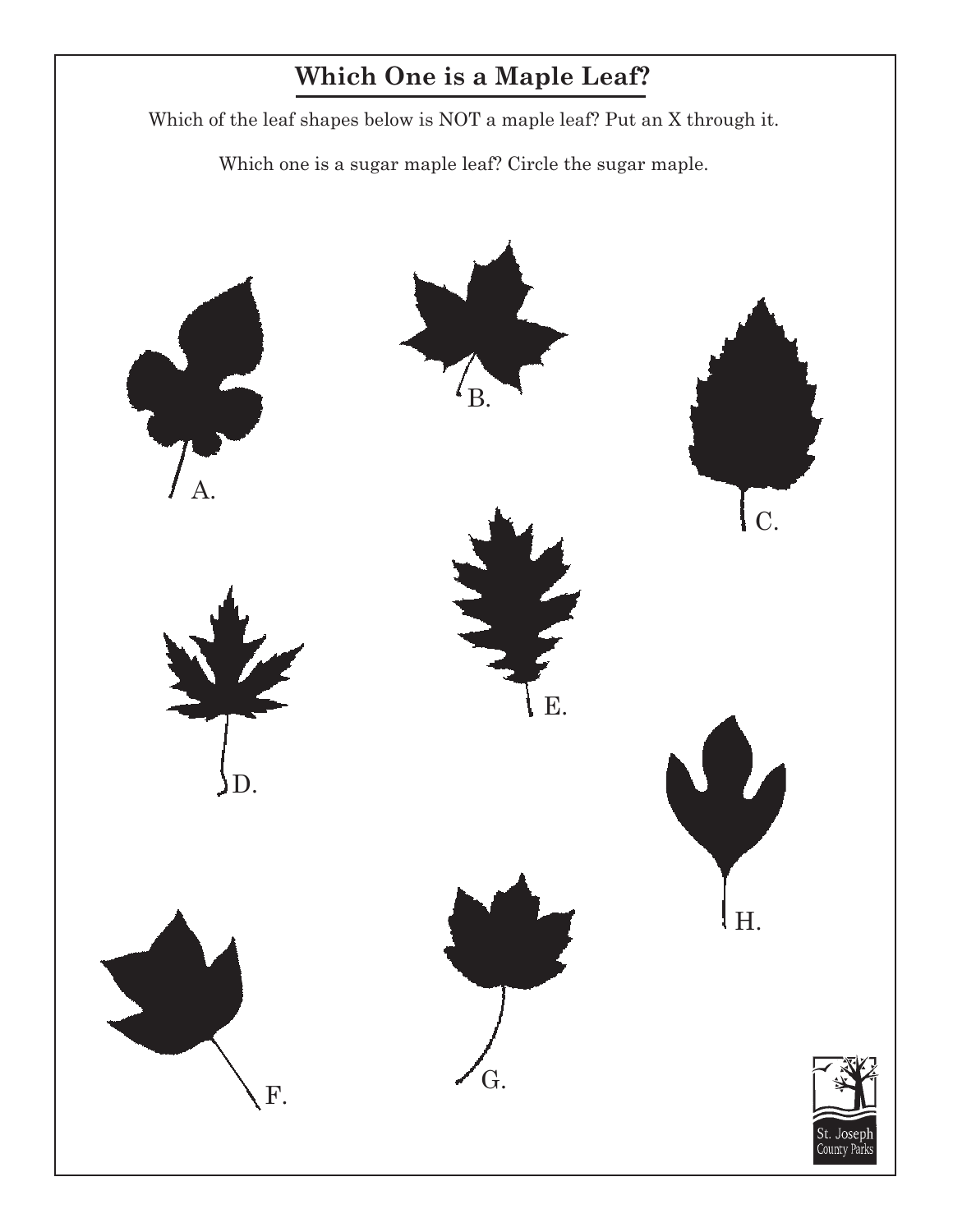# Which One is a Maple Leaf?

Which of the leaf shapes below is NOT a maple leaf? Put an X through it.

Which one is a sugar maple leaf? Circle the sugar maple.

A.

B.

C.

D.

E.

F.

G.

H.

St. Joseph County Parks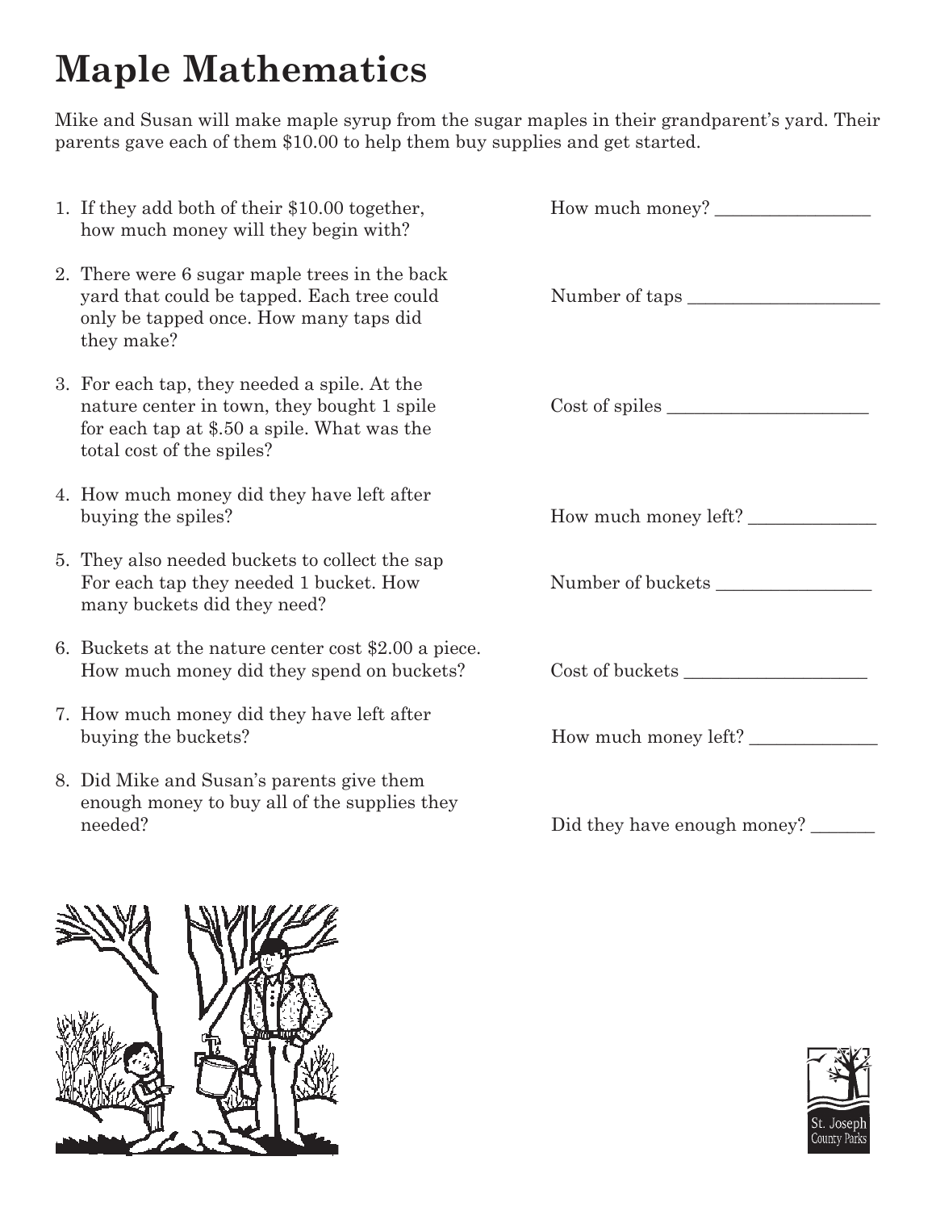# Maple Mathematics

Mike and Susan will make maple syrup from the sugar maples in their grandparent's yard. Their parents gave each of them $10.00 to help them buy supplies and get started.

1. If they add both of their $10.00 together, how much money will they begin with?

   How much money? ________________

2. There were 6 sugar maple trees in the back yard that could be tapped. Each tree could only be tapped once. How many taps did they make?

   Number of taps ____________________

3. For each tap, they needed a spile. At the nature center in town, they bought 1 spile for each tap at $.50 a spile. What was the total cost of the spiles?

   Cost of spiles _____________________

4. How much money did they have left after buying the spiles?

   How much money left? _____________

5. They also needed buckets to collect the sap For each tap they needed 1 bucket. How many buckets did they need?

   Number of buckets ________________

6. Buckets at the nature center cost $2.00 a piece. How much money did they spend on buckets?

   Cost of buckets ___________________

7. How much money did they have left after buying the buckets?

   How much money left? _____________

8. Did Mike and Susan's parents give them enough money to buy all of the supplies they needed?

   Did they have enough money? _______

St. Joseph County Parks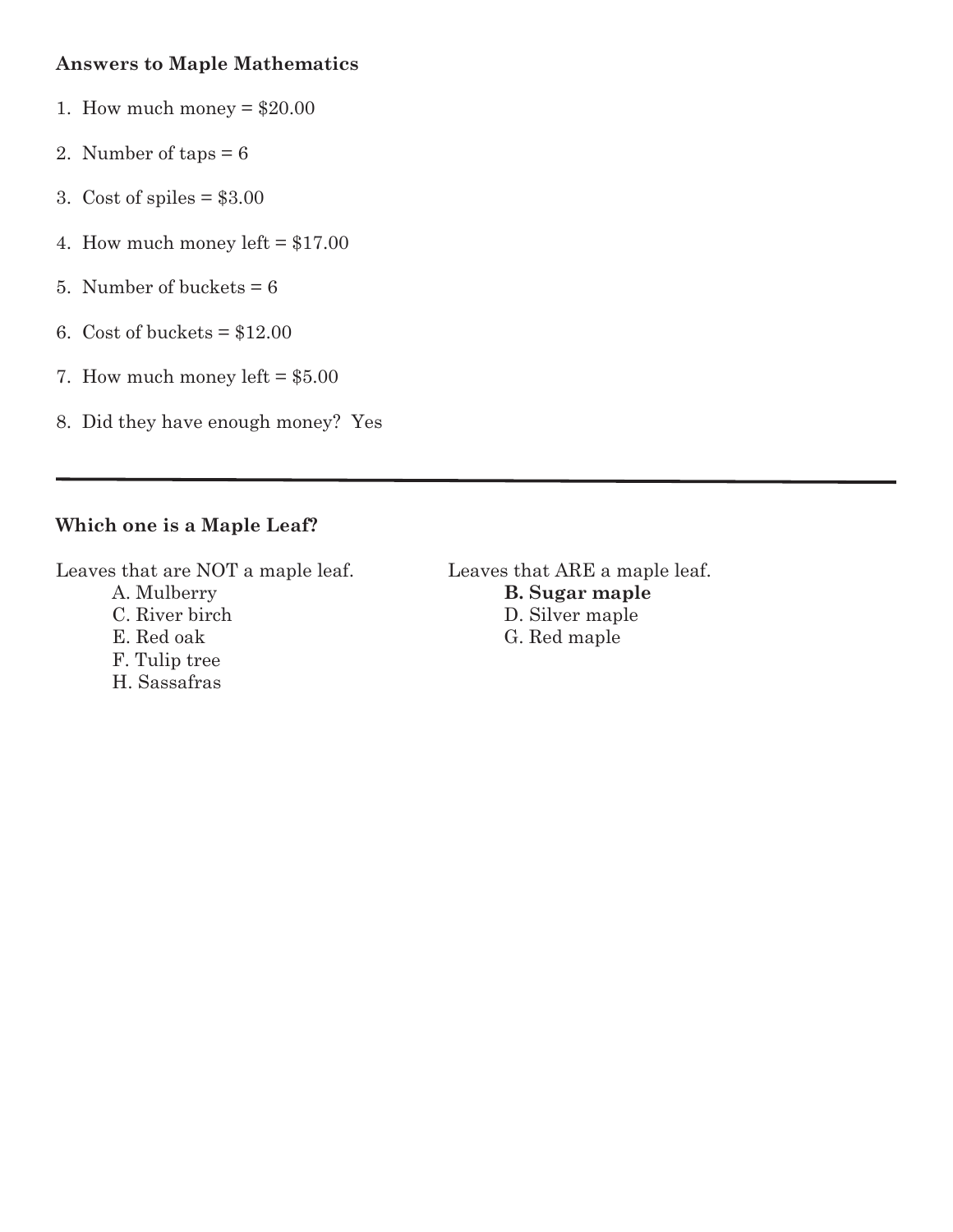**Answers to Maple Mathematics**

1. How much money = $20.00

2. Number of taps = 6

3. Cost of spiles = $3.00

4. How much money left = $17.00

5. Number of buckets = 6

6. Cost of buckets = $12.00

7. How much money left = $5.00

8. Did they have enough money? Yes

---

**Which one is a Maple Leaf?**

Leaves that are NOT a maple leaf.

- A. Mulberry
- C. River birch
- E. Red oak
- F. Tulip tree
- H. Sassafras

Leaves that ARE a maple leaf.

- **B. Sugar maple**
- D. Silver maple
- G. Red maple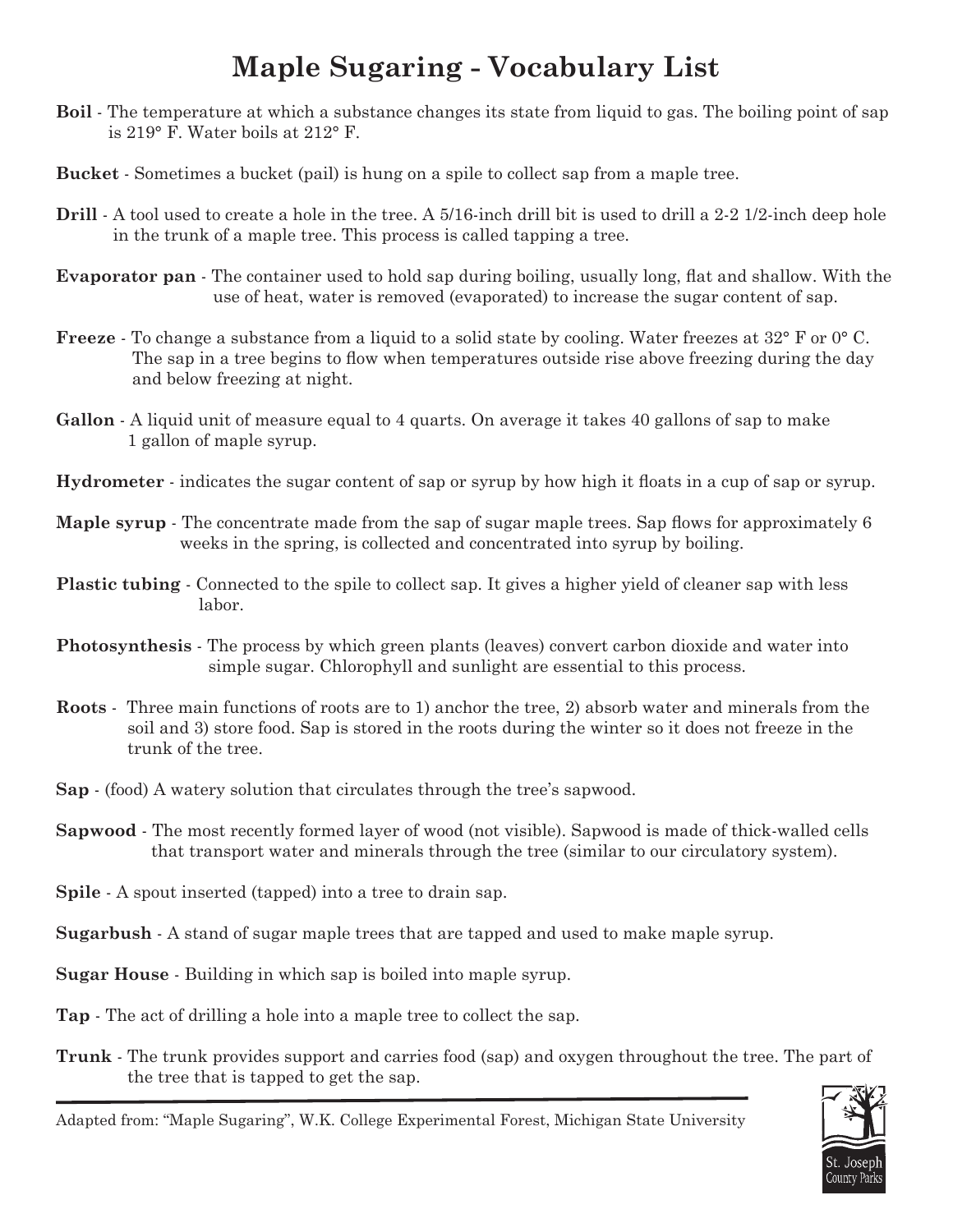# Maple Sugaring - Vocabulary List

**Boil** - The temperature at which a substance changes its state from liquid to gas. The boiling point of sap is 219° F. Water boils at 212° F.

**Bucket** - Sometimes a bucket (pail) is hung on a spile to collect sap from a maple tree.

**Drill** - A tool used to create a hole in the tree. A 5/16-inch drill bit is used to drill a 2-2 1/2-inch deep hole in the trunk of a maple tree. This process is called tapping a tree.

**Evaporator pan** - The container used to hold sap during boiling, usually long, flat and shallow. With the use of heat, water is removed (evaporated) to increase the sugar content of sap.

**Freeze** - To change a substance from a liquid to a solid state by cooling. Water freezes at 32° F or 0° C. The sap in a tree begins to flow when temperatures outside rise above freezing during the day and below freezing at night.

**Gallon** - A liquid unit of measure equal to 4 quarts. On average it takes 40 gallons of sap to make 1 gallon of maple syrup.

**Hydrometer** - indicates the sugar content of sap or syrup by how high it floats in a cup of sap or syrup.

**Maple syrup** - The concentrate made from the sap of sugar maple trees. Sap flows for approximately 6 weeks in the spring, is collected and concentrated into syrup by boiling.

**Plastic tubing** - Connected to the spile to collect sap. It gives a higher yield of cleaner sap with less labor.

**Photosynthesis** - The process by which green plants (leaves) convert carbon dioxide and water into simple sugar. Chlorophyll and sunlight are essential to this process.

**Roots** - Three main functions of roots are to 1) anchor the tree, 2) absorb water and minerals from the soil and 3) store food. Sap is stored in the roots during the winter so it does not freeze in the trunk of the tree.

**Sap** - (food) A watery solution that circulates through the tree's sapwood.

**Sapwood** - The most recently formed layer of wood (not visible). Sapwood is made of thick-walled cells that transport water and minerals through the tree (similar to our circulatory system).

**Spile** - A spout inserted (tapped) into a tree to drain sap.

**Sugarbush** - A stand of sugar maple trees that are tapped and used to make maple syrup.

**Sugar House** - Building in which sap is boiled into maple syrup.

**Tap** - The act of drilling a hole into a maple tree to collect the sap.

**Trunk** - The trunk provides support and carries food (sap) and oxygen throughout the tree. The part of the tree that is tapped to get the sap.

---

Adapted from: "Maple Sugaring", W.K. College Experimental Forest, Michigan State University

St. Joseph County Parks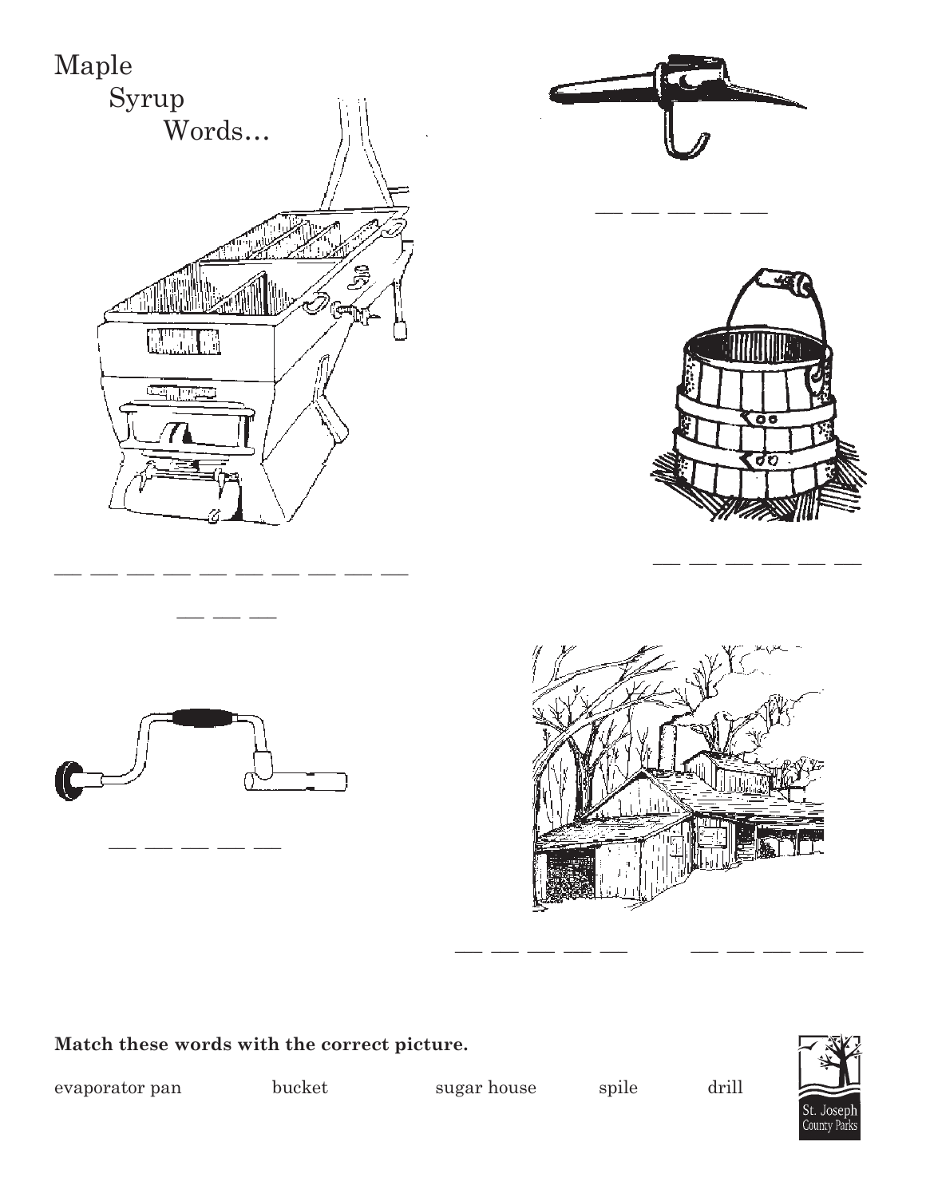# Maple Syrup Words...

\_\_ \_\_ \_\_ \_\_ \_\_

\_\_ \_\_ \_\_ \_\_ \_\_ \_\_ \_\_ \_\_ \_\_ \_\_

\_\_ \_\_ \_\_

\_\_ \_\_ \_\_ \_\_ \_\_ \_\_

\_\_ \_\_ \_\_ \_\_ \_\_

\_\_ \_\_ \_\_ \_\_ \_\_ \_\_ \_\_ \_\_ \_\_ \_\_

**Match these words with the correct picture.**

evaporator pan bucket sugar house spile drill

St. Joseph County Parks